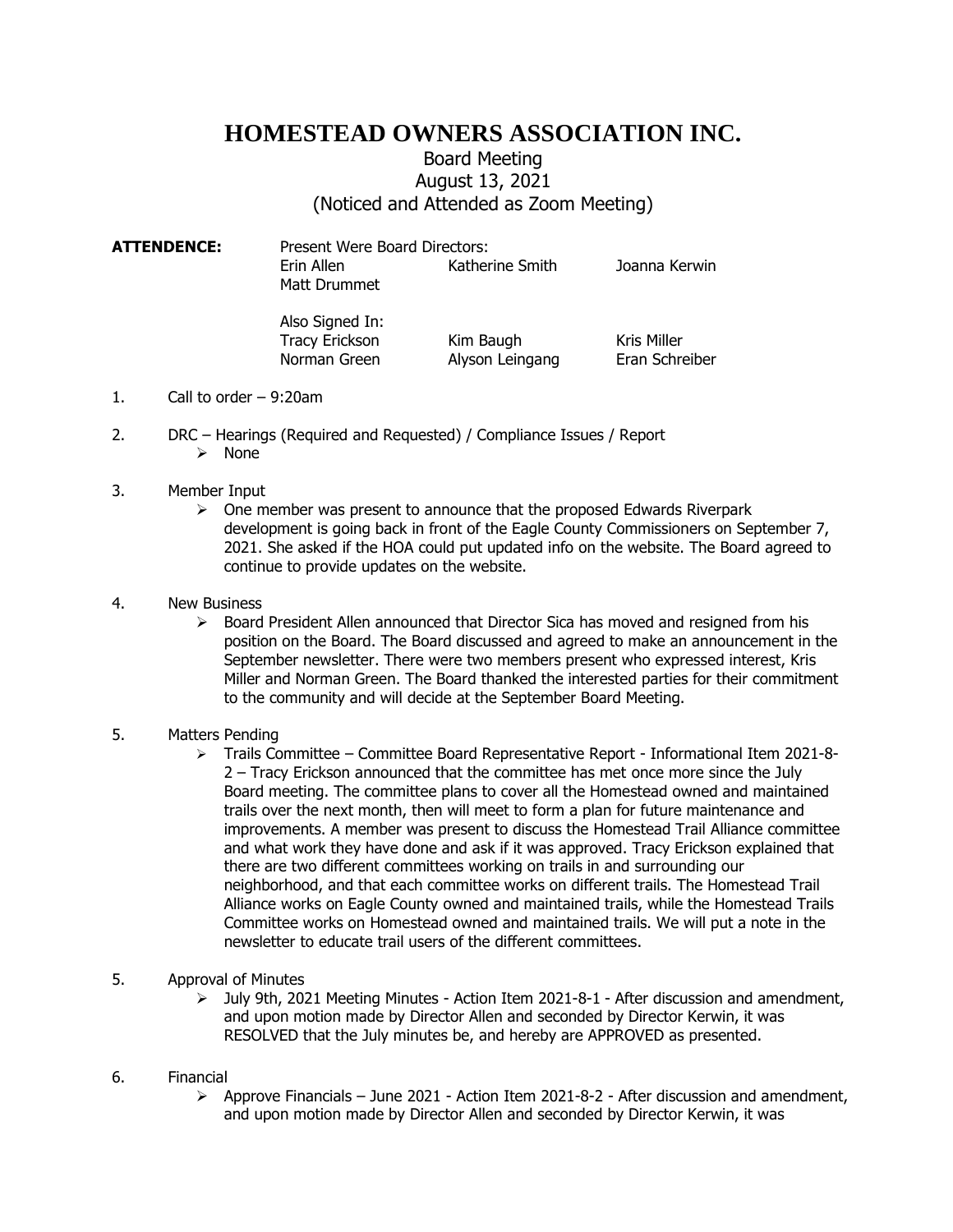# HOMESTEAD OWNERS ASSOCIATION INC.

Board Meeting
August 13, 2021
(Noticed and Attended as Zoom Meeting)

**ATTENDENCE:** Present Were Board Directors:

| | | |
|---|---|---|
| Erin Allen | Katherine Smith | Joanna Kerwin |
| Matt Drummet | | |

Also Signed In:

| | | |
|---|---|---|
| Tracy Erickson | Kim Baugh | Kris Miller |
| Norman Green | Alyson Leingang | Eran Schreiber |

1. Call to order – 9:20am

2. DRC – Hearings (Required and Requested) / Compliance Issues / Report
   - None

3. Member Input
   - One member was present to announce that the proposed Edwards Riverpark development is going back in front of the Eagle County Commissioners on September 7, 2021. She asked if the HOA could put updated info on the website. The Board agreed to continue to provide updates on the website.

4. New Business
   - Board President Allen announced that Director Sica has moved and resigned from his position on the Board. The Board discussed and agreed to make an announcement in the September newsletter. There were two members present who expressed interest, Kris Miller and Norman Green. The Board thanked the interested parties for their commitment to the community and will decide at the September Board Meeting.

5. Matters Pending
   - Trails Committee – Committee Board Representative Report - Informational Item 2021-8-2 – Tracy Erickson announced that the committee has met once more since the July Board meeting. The committee plans to cover all the Homestead owned and maintained trails over the next month, then will meet to form a plan for future maintenance and improvements. A member was present to discuss the Homestead Trail Alliance committee and what work they have done and ask if it was approved. Tracy Erickson explained that there are two different committees working on trails in and surrounding our neighborhood, and that each committee works on different trails. The Homestead Trail Alliance works on Eagle County owned and maintained trails, while the Homestead Trails Committee works on Homestead owned and maintained trails. We will put a note in the newsletter to educate trail users of the different committees.

5. Approval of Minutes
   - July 9th, 2021 Meeting Minutes - Action Item 2021-8-1 - After discussion and amendment, and upon motion made by Director Allen and seconded by Director Kerwin, it was RESOLVED that the July minutes be, and hereby are APPROVED as presented.

6. Financial
   - Approve Financials – June 2021 - Action Item 2021-8-2 - After discussion and amendment, and upon motion made by Director Allen and seconded by Director Kerwin, it was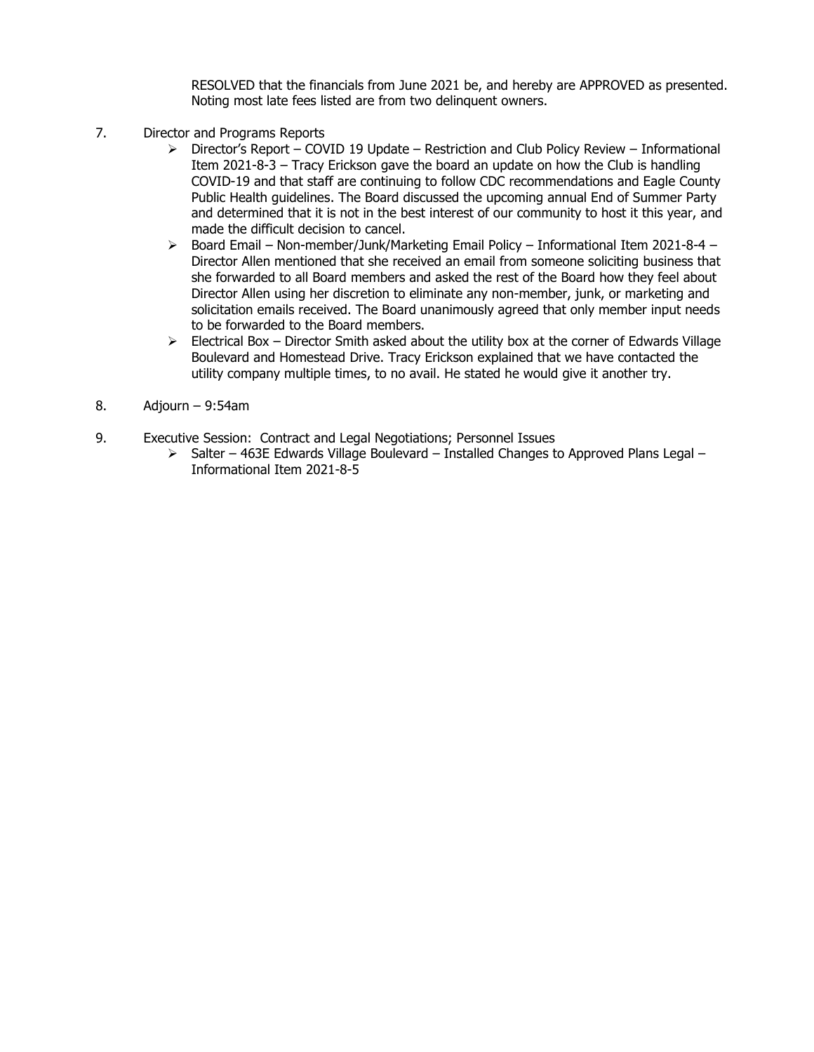RESOLVED that the financials from June 2021 be, and hereby are APPROVED as presented. Noting most late fees listed are from two delinquent owners.

7. Director and Programs Reports
   - Director's Report – COVID 19 Update – Restriction and Club Policy Review – Informational Item 2021-8-3 – Tracy Erickson gave the board an update on how the Club is handling COVID-19 and that staff are continuing to follow CDC recommendations and Eagle County Public Health guidelines. The Board discussed the upcoming annual End of Summer Party and determined that it is not in the best interest of our community to host it this year, and made the difficult decision to cancel.
   - Board Email – Non-member/Junk/Marketing Email Policy – Informational Item 2021-8-4 – Director Allen mentioned that she received an email from someone soliciting business that she forwarded to all Board members and asked the rest of the Board how they feel about Director Allen using her discretion to eliminate any non-member, junk, or marketing and solicitation emails received. The Board unanimously agreed that only member input needs to be forwarded to the Board members.
   - Electrical Box – Director Smith asked about the utility box at the corner of Edwards Village Boulevard and Homestead Drive. Tracy Erickson explained that we have contacted the utility company multiple times, to no avail. He stated he would give it another try.

8. Adjourn – 9:54am

9. Executive Session: Contract and Legal Negotiations; Personnel Issues
   - Salter – 463E Edwards Village Boulevard – Installed Changes to Approved Plans Legal – Informational Item 2021-8-5